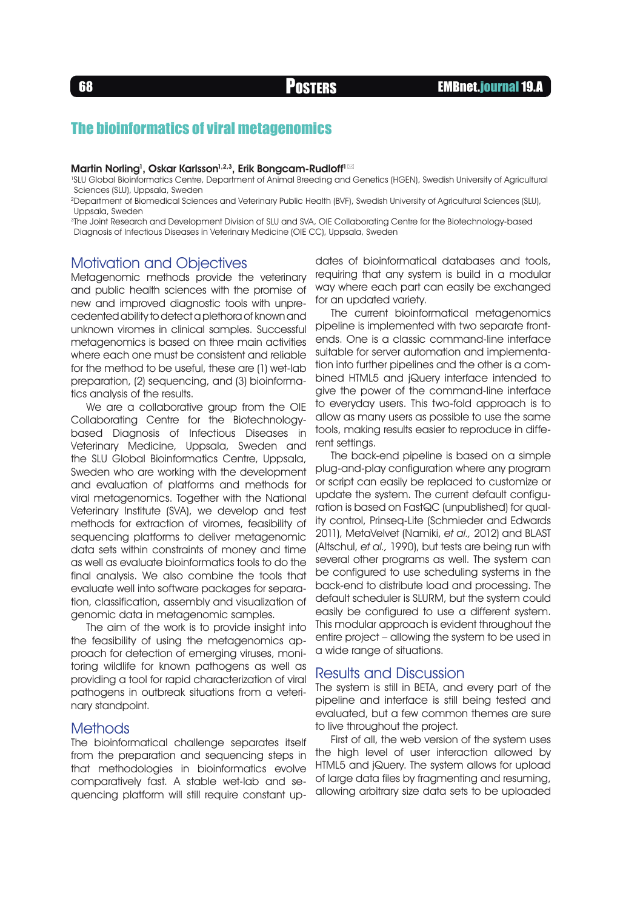# The bioinformatics of viral metagenomics

**Martin Norling[1], Oskar Karlsson[1,2,3], Erik Bongcam-Rudloff[1]** ✉

[1]SLU Global Bioinformatics Centre, Department of Animal Breeding and Genetics (HGEN), Swedish University of Agricultural Sciences (SLU), Uppsala, Sweden

[2]Department of Biomedical Sciences and Veterinary Public Health (BVF), Swedish University of Agricultural Sciences (SLU), Uppsala, Sweden

[3]The Joint Research and Development Division of SLU and SVA, OIE Collaborating Centre for the Biotechnology-based Diagnosis of Infectious Diseases in Veterinary Medicine (OIE CC), Uppsala, Sweden

## Motivation and Objectives

Metagenomic methods provide the veterinary and public health sciences with the promise of new and improved diagnostic tools with unprecedented ability to detect a plethora of known and unknown viromes in clinical samples. Successful metagenomics is based on three main activities where each one must be consistent and reliable for the method to be useful, these are (1) wet-lab preparation, (2) sequencing, and (3) bioinformatics analysis of the results.

We are a collaborative group from the OIE Collaborating Centre for the Biotechnology-based Diagnosis of Infectious Diseases in Veterinary Medicine, Uppsala, Sweden and the SLU Global Bioinformatics Centre, Uppsala, Sweden who are working with the development and evaluation of platforms and methods for viral metagenomics. Together with the National Veterinary Institute (SVA), we develop and test methods for extraction of viromes, feasibility of sequencing platforms to deliver metagenomic data sets within constraints of money and time as well as evaluate bioinformatics tools to do the final analysis. We also combine the tools that evaluate well into software packages for separation, classification, assembly and visualization of genomic data in metagenomic samples.

The aim of the work is to provide insight into the feasibility of using the metagenomics approach for detection of emerging viruses, monitoring wildlife for known pathogens as well as providing a tool for rapid characterization of viral pathogens in outbreak situations from a veterinary standpoint.

## Methods

The bioinformatical challenge separates itself from the preparation and sequencing steps in that methodologies in bioinformatics evolve comparatively fast. A stable wet-lab and sequencing platform will still require constant updates of bioinformatical databases and tools, requiring that any system is build in a modular way where each part can easily be exchanged for an updated variety.

The current bioinformatical metagenomics pipeline is implemented with two separate front-ends. One is a classic command-line interface suitable for server automation and implementation into further pipelines and the other is a combined HTML5 and jQuery interface intended to give the power of the command-line interface to everyday users. This two-fold approach is to allow as many users as possible to use the same tools, making results easier to reproduce in different settings.

The back-end pipeline is based on a simple plug-and-play configuration where any program or script can easily be replaced to customize or update the system. The current default configuration is based on FastQC (unpublished) for quality control, Prinseq-Lite (Schmieder and Edwards 2011), MetaVelvet (Namiki, *et al.,* 2012) and BLAST (Altschul, *et al.,* 1990), but tests are being run with several other programs as well. The system can be configured to use scheduling systems in the back-end to distribute load and processing. The default scheduler is SLURM, but the system could easily be configured to use a different system. This modular approach is evident throughout the entire project – allowing the system to be used in a wide range of situations.

## Results and Discussion

The system is still in BETA, and every part of the pipeline and interface is still being tested and evaluated, but a few common themes are sure to live throughout the project.

First of all, the web version of the system uses the high level of user interaction allowed by HTML5 and jQuery. The system allows for upload of large data files by fragmenting and resuming, allowing arbitrary size data sets to be uploaded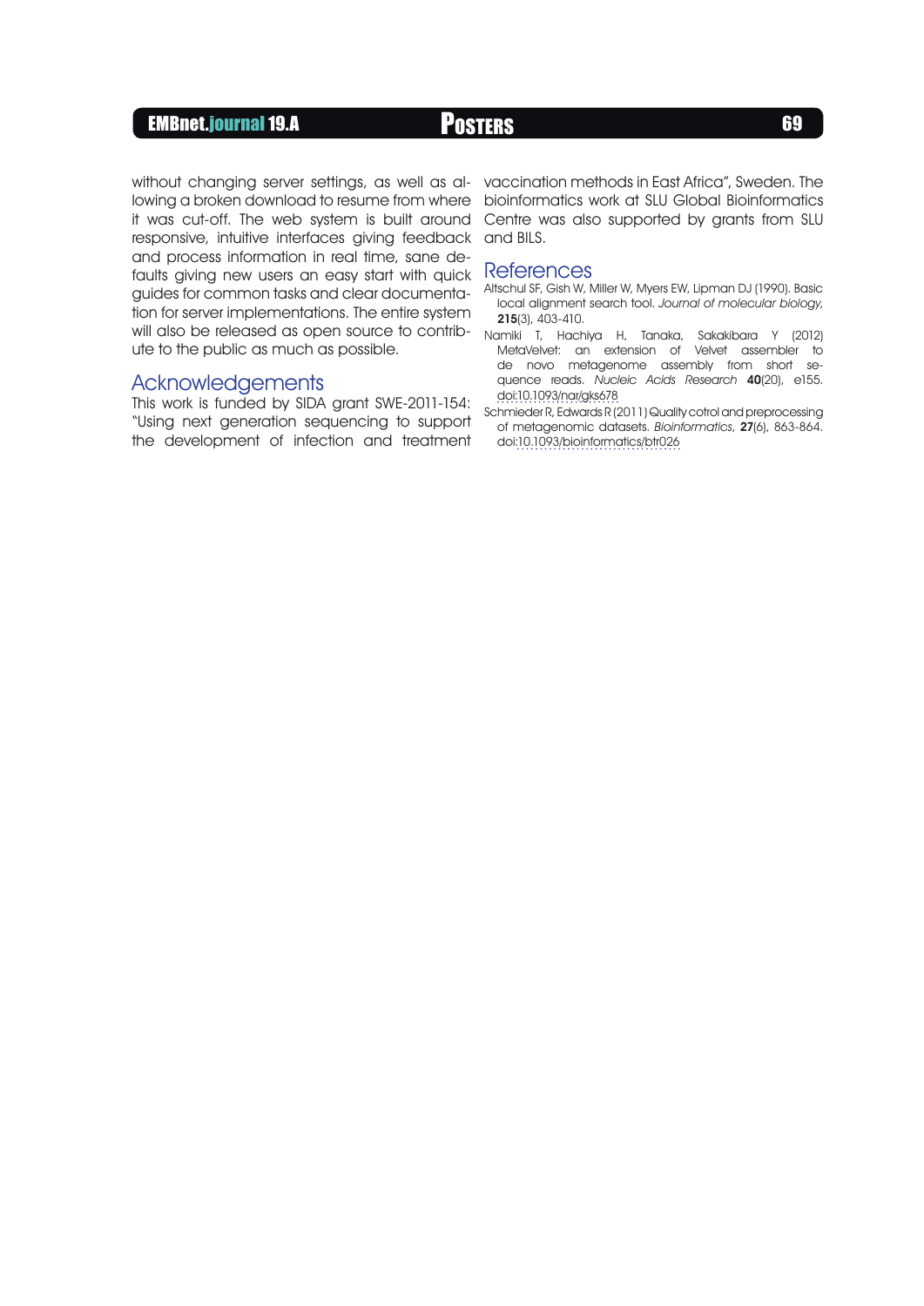without changing server settings, as well as allowing a broken download to resume from where it was cut-off. The web system is built around responsive, intuitive interfaces giving feedback and process information in real time, sane defaults giving new users an easy start with quick guides for common tasks and clear documentation for server implementations. The entire system will also be released as open source to contribute to the public as much as possible.

## Acknowledgements

This work is funded by SIDA grant SWE-2011-154: "Using next generation sequencing to support the development of infection and treatment vaccination methods in East Africa", Sweden. The bioinformatics work at SLU Global Bioinformatics Centre was also supported by grants from SLU and BILS.

## References

Altschul SF, Gish W, Miller W, Myers EW, Lipman DJ (1990). Basic local alignment search tool. *Journal of molecular biology*, **215**(3), 403-410.

Namiki T, Hachiya H, Tanaka, Sakakibara Y (2012) MetaVelvet: an extension of Velvet assembler to de novo metagenome assembly from short sequence reads. *Nucleic Acids Research* **40**(20), e155. doi:10.1093/nar/gks678

Schmieder R, Edwards R (2011) Quality cotrol and preprocessing of metagenomic datasets. *Bioinformatics*, **27**(6), 863-864. doi:10.1093/bioinformatics/btr026